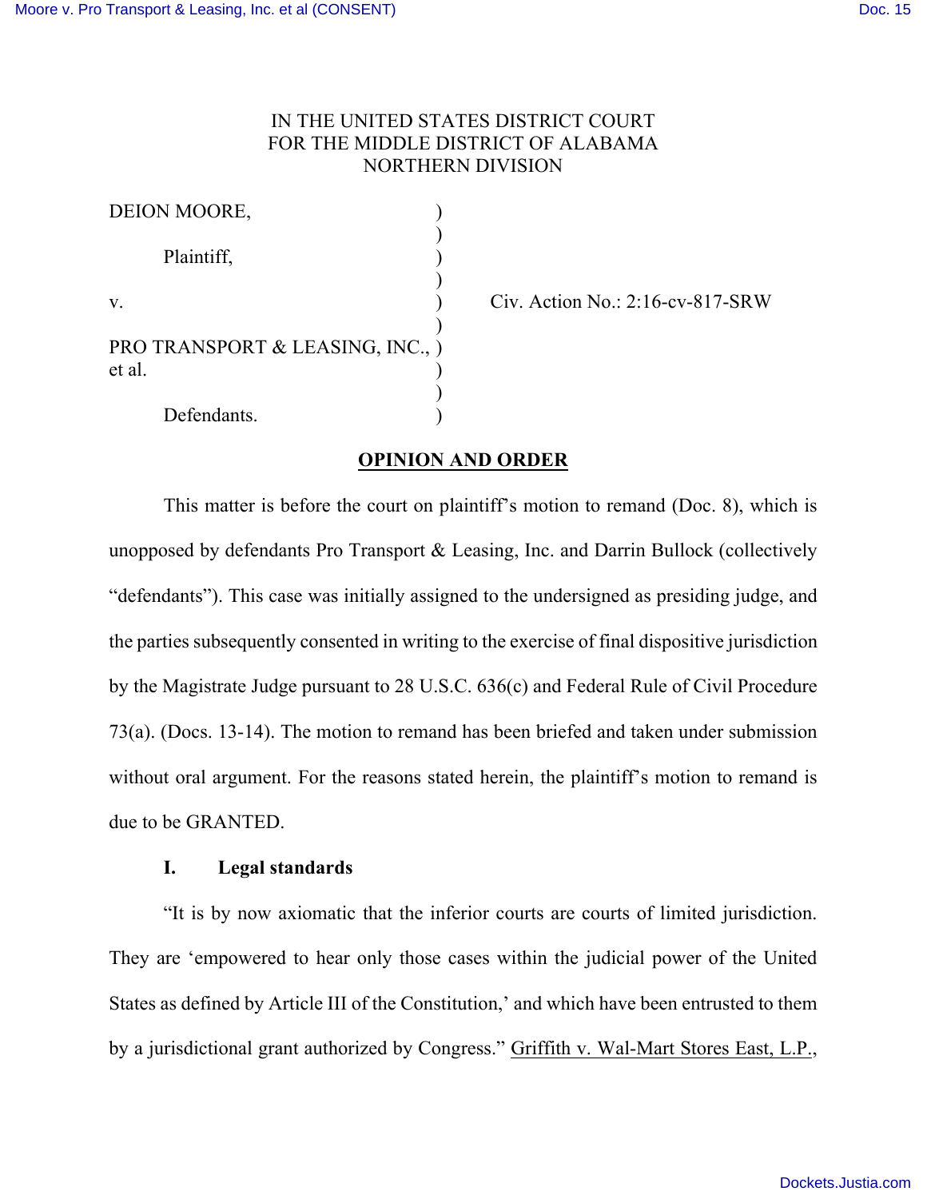IN THE UNITED STATES DISTRICT COURT
FOR THE MIDDLE DISTRICT OF ALABAMA
NORTHERN DIVISION

DEION MOORE,

Plaintiff,

v.

PRO TRANSPORT & LEASING, INC., et al.

Defendants.

Civ. Action No.: 2:16-cv-817-SRW

**OPINION AND ORDER**

This matter is before the court on plaintiff's motion to remand (Doc. 8), which is unopposed by defendants Pro Transport & Leasing, Inc. and Darrin Bullock (collectively "defendants"). This case was initially assigned to the undersigned as presiding judge, and the parties subsequently consented in writing to the exercise of final dispositive jurisdiction by the Magistrate Judge pursuant to 28 U.S.C. 636(c) and Federal Rule of Civil Procedure 73(a). (Docs. 13-14). The motion to remand has been briefed and taken under submission without oral argument. For the reasons stated herein, the plaintiff's motion to remand is due to be GRANTED.

## I. Legal standards

"It is by now axiomatic that the inferior courts are courts of limited jurisdiction. They are 'empowered to hear only those cases within the judicial power of the United States as defined by Article III of the Constitution,' and which have been entrusted to them by a jurisdictional grant authorized by Congress." Griffith v. Wal-Mart Stores East, L.P.,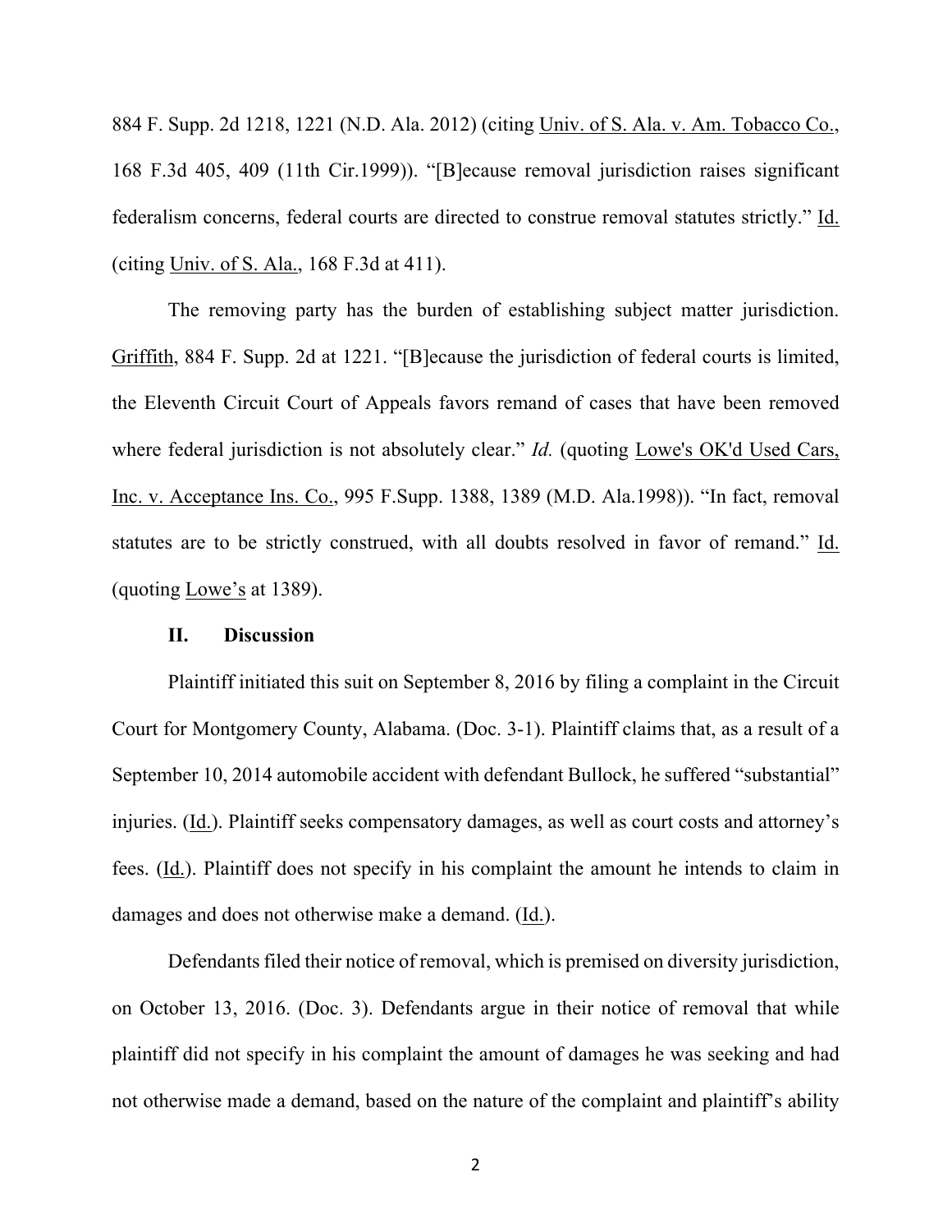884 F. Supp. 2d 1218, 1221 (N.D. Ala. 2012) (citing Univ. of S. Ala. v. Am. Tobacco Co., 168 F.3d 405, 409 (11th Cir.1999)). "[B]ecause removal jurisdiction raises significant federalism concerns, federal courts are directed to construe removal statutes strictly." Id. (citing Univ. of S. Ala., 168 F.3d at 411).

The removing party has the burden of establishing subject matter jurisdiction. Griffith, 884 F. Supp. 2d at 1221. "[B]ecause the jurisdiction of federal courts is limited, the Eleventh Circuit Court of Appeals favors remand of cases that have been removed where federal jurisdiction is not absolutely clear." *Id.* (quoting Lowe's OK'd Used Cars, Inc. v. Acceptance Ins. Co., 995 F.Supp. 1388, 1389 (M.D. Ala.1998)). "In fact, removal statutes are to be strictly construed, with all doubts resolved in favor of remand." Id. (quoting Lowe's at 1389).

## II. Discussion

Plaintiff initiated this suit on September 8, 2016 by filing a complaint in the Circuit Court for Montgomery County, Alabama. (Doc. 3-1). Plaintiff claims that, as a result of a September 10, 2014 automobile accident with defendant Bullock, he suffered "substantial" injuries. (Id.). Plaintiff seeks compensatory damages, as well as court costs and attorney's fees. (Id.). Plaintiff does not specify in his complaint the amount he intends to claim in damages and does not otherwise make a demand. (Id.).

Defendants filed their notice of removal, which is premised on diversity jurisdiction, on October 13, 2016. (Doc. 3). Defendants argue in their notice of removal that while plaintiff did not specify in his complaint the amount of damages he was seeking and had not otherwise made a demand, based on the nature of the complaint and plaintiff's ability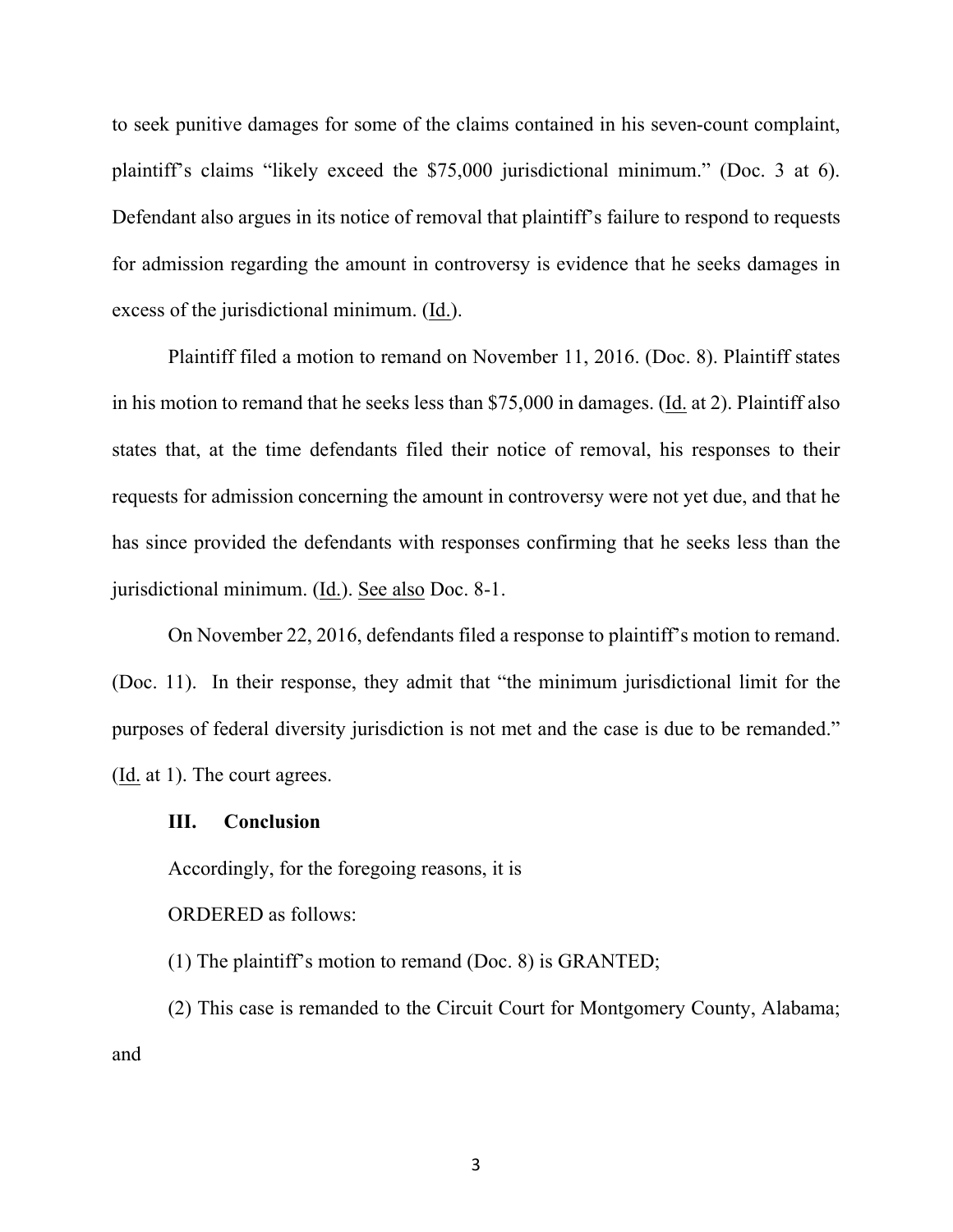to seek punitive damages for some of the claims contained in his seven-count complaint, plaintiff's claims "likely exceed the $75,000 jurisdictional minimum." (Doc. 3 at 6). Defendant also argues in its notice of removal that plaintiff's failure to respond to requests for admission regarding the amount in controversy is evidence that he seeks damages in excess of the jurisdictional minimum. (Id.).

Plaintiff filed a motion to remand on November 11, 2016. (Doc. 8). Plaintiff states in his motion to remand that he seeks less than $75,000 in damages. (Id. at 2). Plaintiff also states that, at the time defendants filed their notice of removal, his responses to their requests for admission concerning the amount in controversy were not yet due, and that he has since provided the defendants with responses confirming that he seeks less than the jurisdictional minimum. (Id.). See also Doc. 8-1.

On November 22, 2016, defendants filed a response to plaintiff's motion to remand. (Doc. 11). In their response, they admit that "the minimum jurisdictional limit for the purposes of federal diversity jurisdiction is not met and the case is due to be remanded." (Id. at 1). The court agrees.

## III. Conclusion

Accordingly, for the foregoing reasons, it is

ORDERED as follows:

(1) The plaintiff's motion to remand (Doc. 8) is GRANTED;

(2) This case is remanded to the Circuit Court for Montgomery County, Alabama; and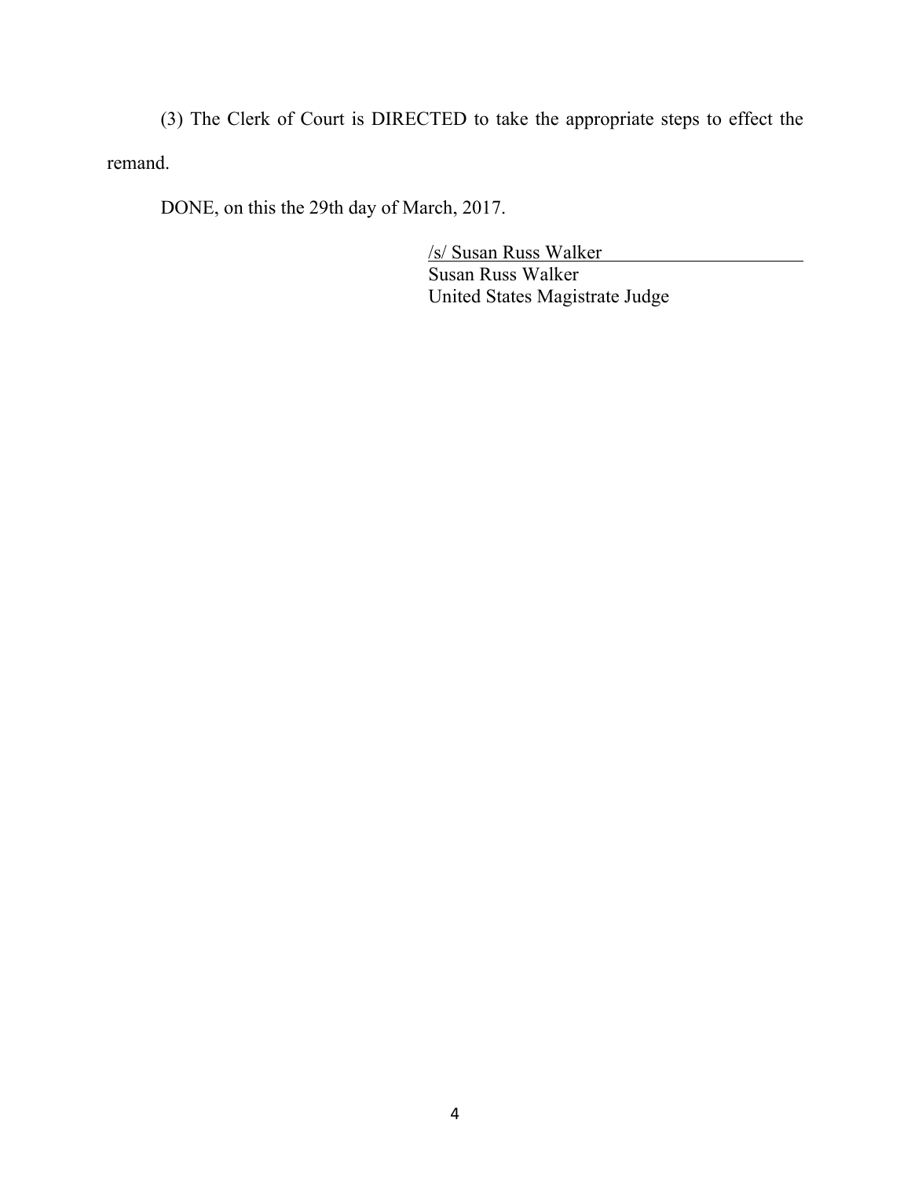(3) The Clerk of Court is DIRECTED to take the appropriate steps to effect the remand.

DONE, on this the 29th day of March, 2017.

/s/ Susan Russ Walker
Susan Russ Walker
United States Magistrate Judge